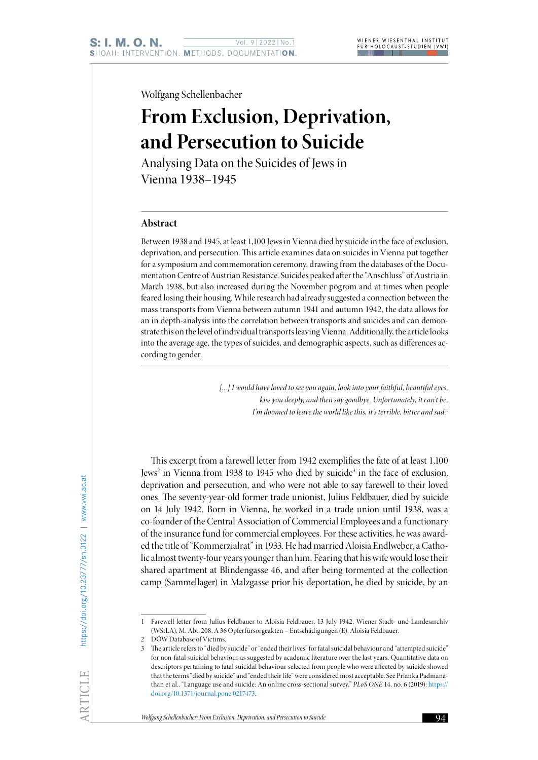Wolfgang Schellenbacher

# From Exclusion, Deprivation, and Persecution to Suicide

## Analysing Data on the Suicides of Jews in Vienna 1938–1945

### Abstract

Between 1938 and 1945, at least 1,100 Jews in Vienna died by suicide in the face of exclusion, deprivation, and persecution. This article examines data on suicides in Vienna put together for a symposium and commemoration ceremony, drawing from the databases of the Documentation Centre of Austrian Resistance. Suicides peaked after the "Anschluss" of Austria in March 1938, but also increased during the November pogrom and at times when people feared losing their housing. While research had already suggested a connection between the mass transports from Vienna between autumn 1941 and autumn 1942, the data allows for an in depth-analysis into the correlation between transports and suicides and can demonstrate this on the level of individual transports leaving Vienna. Additionally, the article looks into the average age, the types of suicides, and demographic aspects, such as differences according to gender.

> *[…] I would have loved to see you again, look into your faithful, beautiful eyes, kiss you deeply, and then say goodbye. Unfortunately, it can't be, I'm doomed to leave the world like this, it's terrible, bitter and sad.*[1]

This excerpt from a farewell letter from 1942 exemplifies the fate of at least 1,100 Jews[2] in Vienna from 1938 to 1945 who died by suicide[3] in the face of exclusion, deprivation and persecution, and who were not able to say farewell to their loved ones. The seventy-year-old former trade unionist, Julius Feldbauer, died by suicide on 14 July 1942. Born in Vienna, he worked in a trade union until 1938, was a co-founder of the Central Association of Commercial Employees and a functionary of the insurance fund for commercial employees. For these activities, he was awarded the title of "Kommerzialrat" in 1933. He had married Aloisia Endlweber, a Catholic almost twenty-four years younger than him. Fearing that his wife would lose their shared apartment at Blindengasse 46, and after being tormented at the collection camp (Sammellager) in Malzgasse prior his deportation, he died by suicide, by an

---

1 Farewell letter from Julius Feldbauer to Aloisia Feldbauer, 13 July 1942, Wiener Stadt- und Landesarchiv (WStLA), M. Abt. 208, A 36 Opferfürsorgeakten – Entschädigungen (E), Aloisia Feldbauer.

2 DÖW Database of Victims.

3 The article refers to "died by suicide" or "ended their lives" for fatal suicidal behaviour and "attempted suicide" for non-fatal suicidal behaviour as suggested by academic literature over the last years. Quantitative data on descriptors pertaining to fatal suicidal behaviour selected from people who were affected by suicide showed that the terms "died by suicide" and "ended their life" were considered most acceptable. See Prianka Padmanathan et al., "Language use and suicide: An online cross-sectional survey," *PLoS ONE* 14, no. 6 (2019): https://doi.org/10.1371/journal.pone.0217473.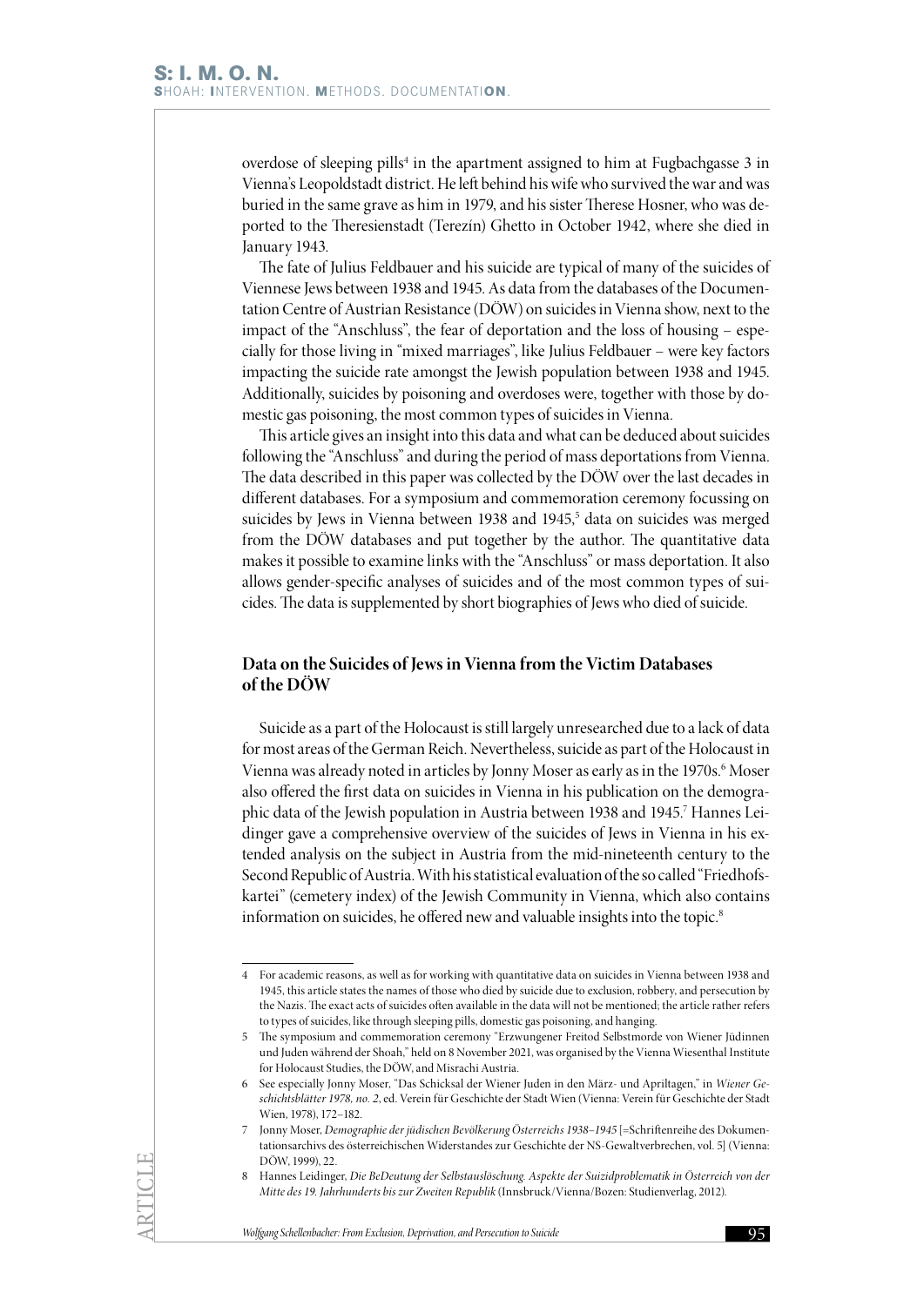overdose of sleeping pills[4] in the apartment assigned to him at Fugbachgasse 3 in Vienna's Leopoldstadt district. He left behind his wife who survived the war and was buried in the same grave as him in 1979, and his sister Therese Hosner, who was deported to the Theresienstadt (Terezín) Ghetto in October 1942, where she died in January 1943.

The fate of Julius Feldbauer and his suicide are typical of many of the suicides of Viennese Jews between 1938 and 1945. As data from the databases of the Documentation Centre of Austrian Resistance (DÖW) on suicides in Vienna show, next to the impact of the "Anschluss", the fear of deportation and the loss of housing – especially for those living in "mixed marriages", like Julius Feldbauer – were key factors impacting the suicide rate amongst the Jewish population between 1938 and 1945. Additionally, suicides by poisoning and overdoses were, together with those by domestic gas poisoning, the most common types of suicides in Vienna.

This article gives an insight into this data and what can be deduced about suicides following the "Anschluss" and during the period of mass deportations from Vienna. The data described in this paper was collected by the DÖW over the last decades in different databases. For a symposium and commemoration ceremony focussing on suicides by Jews in Vienna between 1938 and 1945,[5] data on suicides was merged from the DÖW databases and put together by the author. The quantitative data makes it possible to examine links with the "Anschluss" or mass deportation. It also allows gender-specific analyses of suicides and of the most common types of suicides. The data is supplemented by short biographies of Jews who died of suicide.

## Data on the Suicides of Jews in Vienna from the Victim Databases of the DÖW

Suicide as a part of the Holocaust is still largely unresearched due to a lack of data for most areas of the German Reich. Nevertheless, suicide as part of the Holocaust in Vienna was already noted in articles by Jonny Moser as early as in the 1970s.[6] Moser also offered the first data on suicides in Vienna in his publication on the demographic data of the Jewish population in Austria between 1938 and 1945.[7] Hannes Leidinger gave a comprehensive overview of the suicides of Jews in Vienna in his extended analysis on the subject in Austria from the mid-nineteenth century to the Second Republic of Austria. With his statistical evaluation of the so called "Friedhofskartei" (cemetery index) of the Jewish Community in Vienna, which also contains information on suicides, he offered new and valuable insights into the topic.[8]

---

4 For academic reasons, as well as for working with quantitative data on suicides in Vienna between 1938 and 1945, this article states the names of those who died by suicide due to exclusion, robbery, and persecution by the Nazis. The exact acts of suicides often available in the data will not be mentioned; the article rather refers to types of suicides, like through sleeping pills, domestic gas poisoning, and hanging.

5 The symposium and commemoration ceremony "Erzwungener Freitod Selbstmorde von Wiener Jüdinnen und Juden während der Shoah," held on 8 November 2021, was organised by the Vienna Wiesenthal Institute for Holocaust Studies, the DÖW, and Misrachi Austria.

6 See especially Jonny Moser, "Das Schicksal der Wiener Juden in den März- und Apriltagen," in *Wiener Geschichtsblätter 1978, no. 2*, ed. Verein für Geschichte der Stadt Wien (Vienna: Verein für Geschichte der Stadt Wien, 1978), 172–182.

7 Jonny Moser, *Demographie der jüdischen Bevölkerung Österreichs 1938–1945* [=Schriftenreihe des Dokumentationsarchivs des österreichischen Widerstandes zur Geschichte der NS-Gewaltverbrechen, vol. 5] (Vienna: DÖW, 1999), 22.

8 Hannes Leidinger, *Die BeDeutung der Selbstauslöschung. Aspekte der Suizidproblematik in Österreich von der Mitte des 19. Jahrhunderts bis zur Zweiten Republik* (Innsbruck/Vienna/Bozen: Studienverlag, 2012).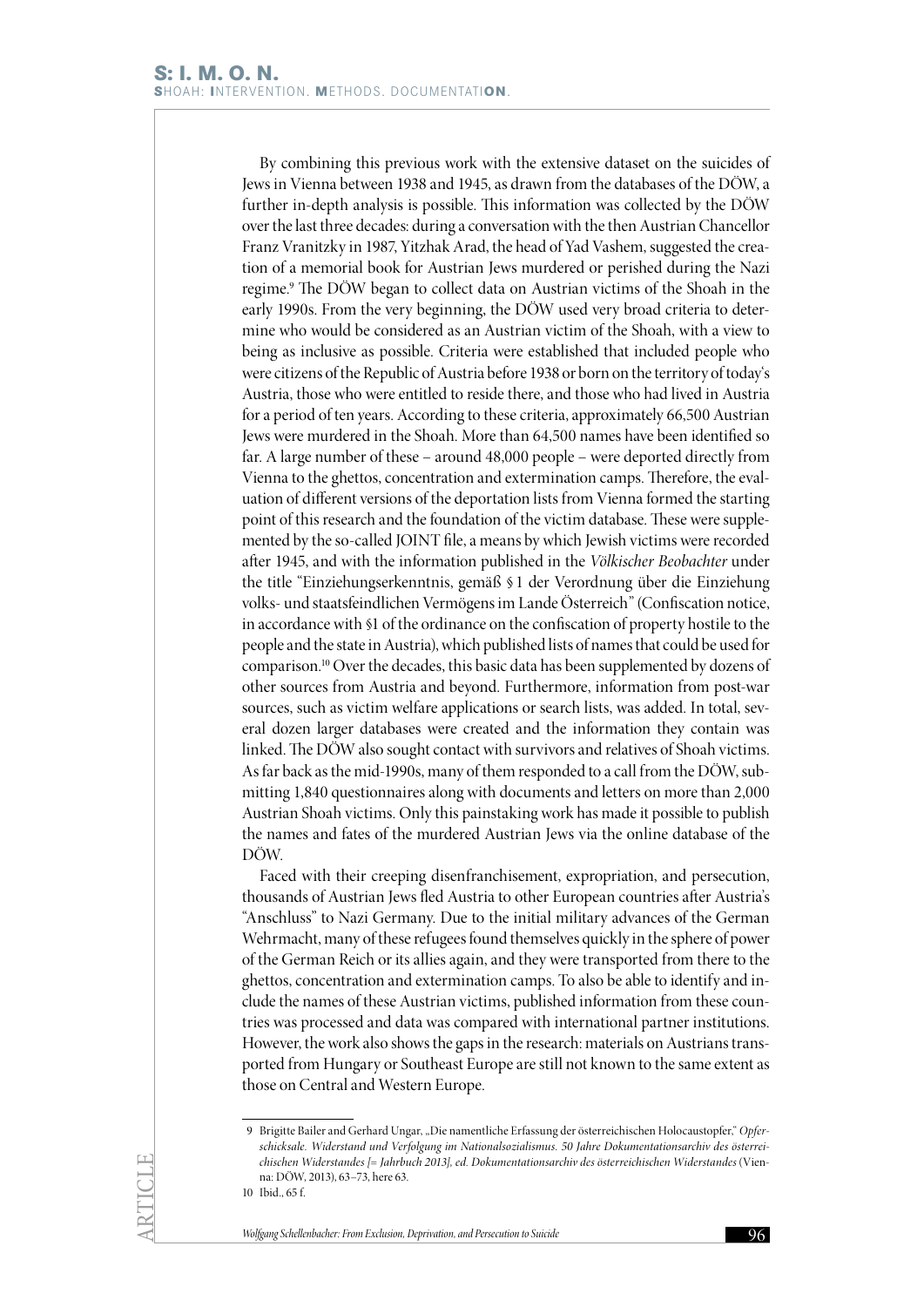By combining this previous work with the extensive dataset on the suicides of Jews in Vienna between 1938 and 1945, as drawn from the databases of the DÖW, a further in-depth analysis is possible. This information was collected by the DÖW over the last three decades: during a conversation with the then Austrian Chancellor Franz Vranitzky in 1987, Yitzhak Arad, the head of Yad Vashem, suggested the creation of a memorial book for Austrian Jews murdered or perished during the Nazi regime.[9] The DÖW began to collect data on Austrian victims of the Shoah in the early 1990s. From the very beginning, the DÖW used very broad criteria to determine who would be considered as an Austrian victim of the Shoah, with a view to being as inclusive as possible. Criteria were established that included people who were citizens of the Republic of Austria before 1938 or born on the territory of today's Austria, those who were entitled to reside there, and those who had lived in Austria for a period of ten years. According to these criteria, approximately 66,500 Austrian Jews were murdered in the Shoah. More than 64,500 names have been identified so far. A large number of these – around 48,000 people – were deported directly from Vienna to the ghettos, concentration and extermination camps. Therefore, the evaluation of different versions of the deportation lists from Vienna formed the starting point of this research and the foundation of the victim database. These were supplemented by the so-called JOINT file, a means by which Jewish victims were recorded after 1945, and with the information published in the *Völkischer Beobachter* under the title "Einziehungserkenntnis, gemäß § 1 der Verordnung über die Einziehung volks- und staatsfeindlichen Vermögens im Lande Österreich" (Confiscation notice, in accordance with §1 of the ordinance on the confiscation of property hostile to the people and the state in Austria), which published lists of names that could be used for comparison.[10] Over the decades, this basic data has been supplemented by dozens of other sources from Austria and beyond. Furthermore, information from post-war sources, such as victim welfare applications or search lists, was added. In total, several dozen larger databases were created and the information they contain was linked. The DÖW also sought contact with survivors and relatives of Shoah victims. As far back as the mid-1990s, many of them responded to a call from the DÖW, submitting 1,840 questionnaires along with documents and letters on more than 2,000 Austrian Shoah victims. Only this painstaking work has made it possible to publish the names and fates of the murdered Austrian Jews via the online database of the DÖW.

Faced with their creeping disenfranchisement, expropriation, and persecution, thousands of Austrian Jews fled Austria to other European countries after Austria's "Anschluss" to Nazi Germany. Due to the initial military advances of the German Wehrmacht, many of these refugees found themselves quickly in the sphere of power of the German Reich or its allies again, and they were transported from there to the ghettos, concentration and extermination camps. To also be able to identify and include the names of these Austrian victims, published information from these countries was processed and data was compared with international partner institutions. However, the work also shows the gaps in the research: materials on Austrians transported from Hungary or Southeast Europe are still not known to the same extent as those on Central and Western Europe.

---

9 Brigitte Bailer and Gerhard Ungar, „Die namentliche Erfassung der österreichischen Holocaustopfer," *Opferschicksale. Widerstand und Verfolgung im Nationalsozialismus. 50 Jahre Dokumentationsarchiv des österreichischen Widerstandes [= Jahrbuch 2013], ed. Dokumentationsarchiv des österreichischen Widerstandes* (Vienna: DÖW, 2013), 63–73, here 63.

10 Ibid., 65 f.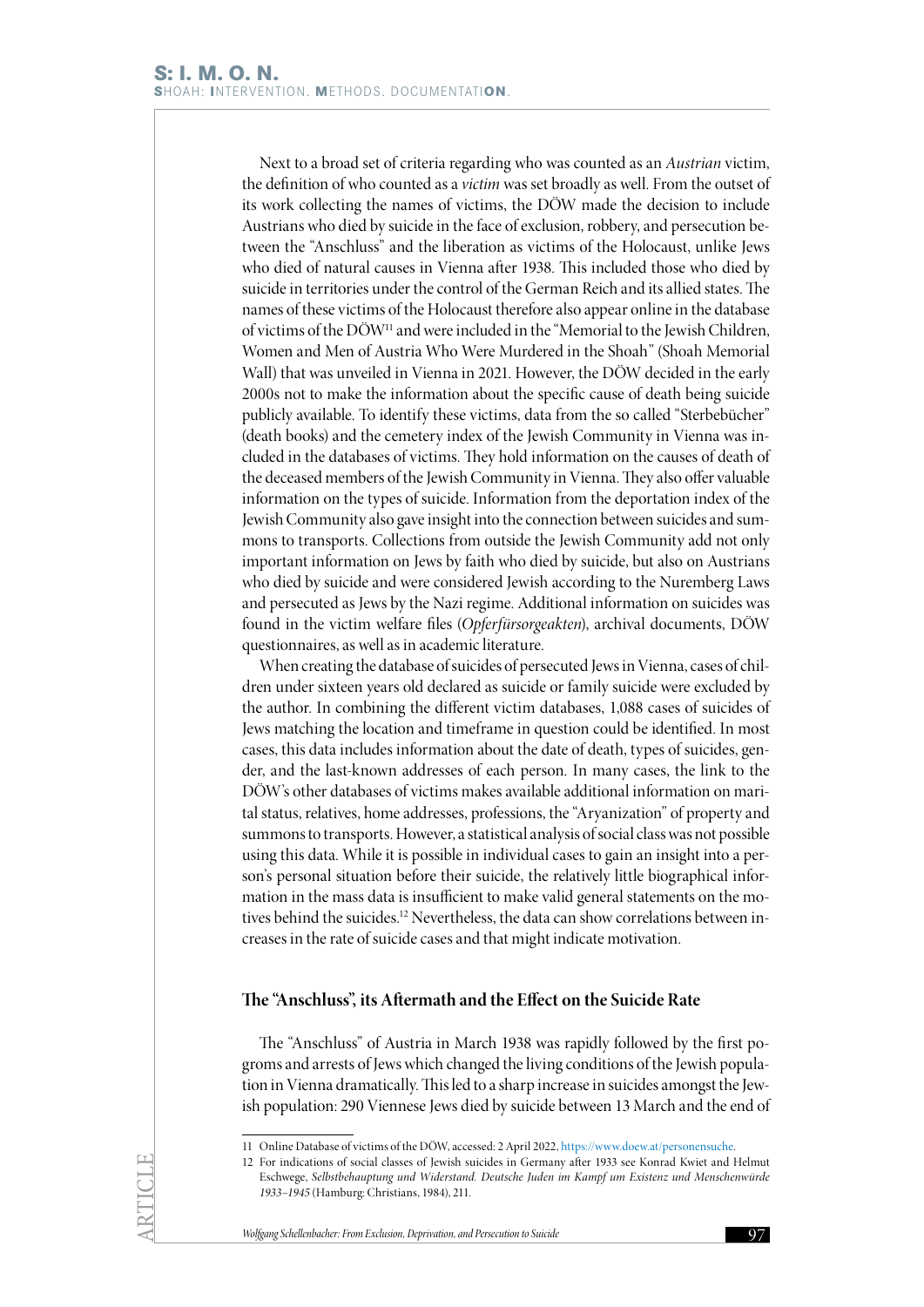Next to a broad set of criteria regarding who was counted as an *Austrian* victim, the definition of who counted as a *victim* was set broadly as well. From the outset of its work collecting the names of victims, the DÖW made the decision to include Austrians who died by suicide in the face of exclusion, robbery, and persecution between the "Anschluss" and the liberation as victims of the Holocaust, unlike Jews who died of natural causes in Vienna after 1938. This included those who died by suicide in territories under the control of the German Reich and its allied states. The names of these victims of the Holocaust therefore also appear online in the database of victims of the DÖW[11] and were included in the "Memorial to the Jewish Children, Women and Men of Austria Who Were Murdered in the Shoah" (Shoah Memorial Wall) that was unveiled in Vienna in 2021. However, the DÖW decided in the early 2000s not to make the information about the specific cause of death being suicide publicly available. To identify these victims, data from the so called "Sterbebücher" (death books) and the cemetery index of the Jewish Community in Vienna was included in the databases of victims. They hold information on the causes of death of the deceased members of the Jewish Community in Vienna. They also offer valuable information on the types of suicide. Information from the deportation index of the Jewish Community also gave insight into the connection between suicides and summons to transports. Collections from outside the Jewish Community add not only important information on Jews by faith who died by suicide, but also on Austrians who died by suicide and were considered Jewish according to the Nuremberg Laws and persecuted as Jews by the Nazi regime. Additional information on suicides was found in the victim welfare files (*Opferfürsorgeakten*), archival documents, DÖW questionnaires, as well as in academic literature.

When creating the database of suicides of persecuted Jews in Vienna, cases of children under sixteen years old declared as suicide or family suicide were excluded by the author. In combining the different victim databases, 1,088 cases of suicides of Jews matching the location and timeframe in question could be identified. In most cases, this data includes information about the date of death, types of suicides, gender, and the last-known addresses of each person. In many cases, the link to the DÖW's other databases of victims makes available additional information on marital status, relatives, home addresses, professions, the "Aryanization" of property and summons to transports. However, a statistical analysis of social class was not possible using this data. While it is possible in individual cases to gain an insight into a person's personal situation before their suicide, the relatively little biographical information in the mass data is insufficient to make valid general statements on the motives behind the suicides.[12] Nevertheless, the data can show correlations between increases in the rate of suicide cases and that might indicate motivation.

## The "Anschluss", its Aftermath and the Effect on the Suicide Rate

The "Anschluss" of Austria in March 1938 was rapidly followed by the first pogroms and arrests of Jews which changed the living conditions of the Jewish population in Vienna dramatically. This led to a sharp increase in suicides amongst the Jewish population: 290 Viennese Jews died by suicide between 13 March and the end of

---

11 Online Database of victims of the DÖW, accessed: 2 April 2022, https://www.doew.at/personensuche.

12 For indications of social classes of Jewish suicides in Germany after 1933 see Konrad Kwiet and Helmut Eschwege, *Selbstbehauptung und Widerstand. Deutsche Juden im Kampf um Existenz und Menschenwürde 1933–1945* (Hamburg: Christians, 1984), 211.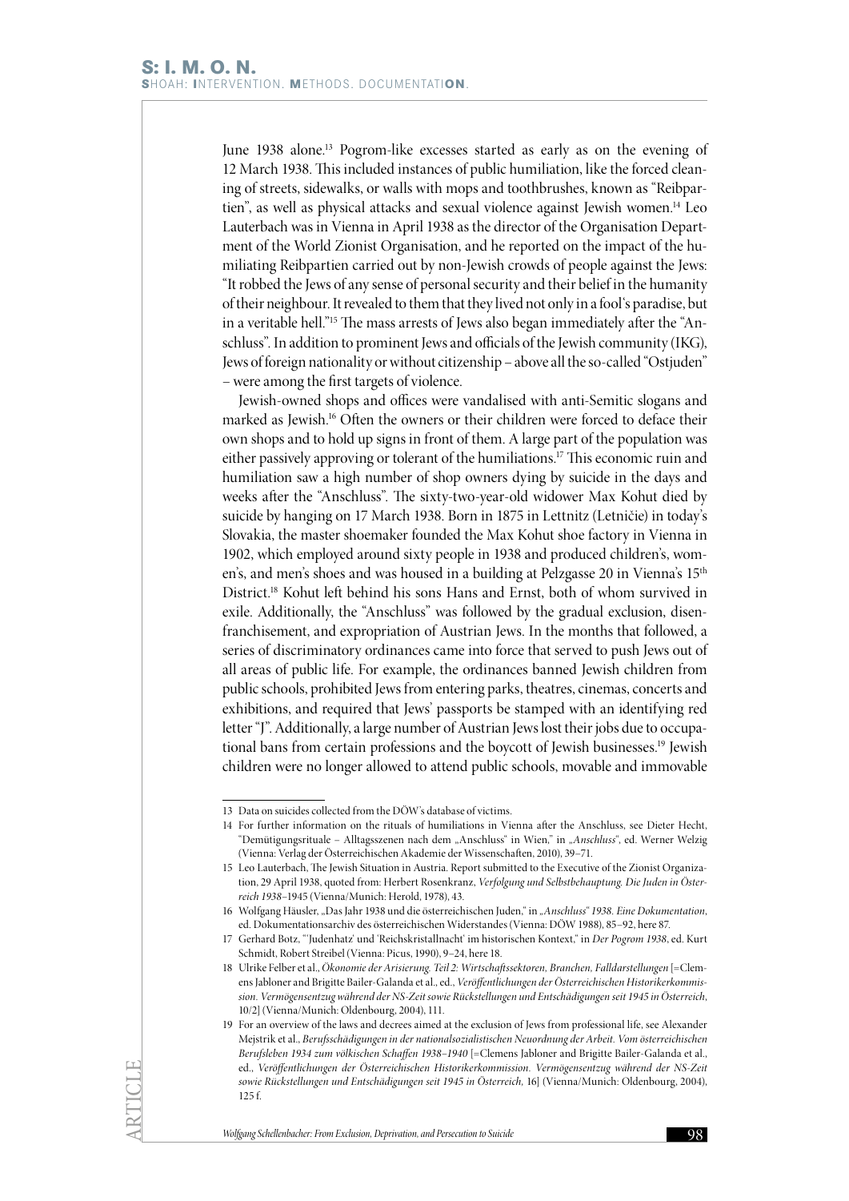June 1938 alone.[13] Pogrom-like excesses started as early as on the evening of 12 March 1938. This included instances of public humiliation, like the forced cleaning of streets, sidewalks, or walls with mops and toothbrushes, known as "Reibpartien", as well as physical attacks and sexual violence against Jewish women.[14] Leo Lauterbach was in Vienna in April 1938 as the director of the Organisation Department of the World Zionist Organisation, and he reported on the impact of the humiliating Reibpartien carried out by non-Jewish crowds of people against the Jews: "It robbed the Jews of any sense of personal security and their belief in the humanity of their neighbour. It revealed to them that they lived not only in a fool's paradise, but in a veritable hell."[15] The mass arrests of Jews also began immediately after the "Anschluss". In addition to prominent Jews and officials of the Jewish community (IKG), Jews of foreign nationality or without citizenship – above all the so-called "Ostjuden" – were among the first targets of violence.

Jewish-owned shops and offices were vandalised with anti-Semitic slogans and marked as Jewish.[16] Often the owners or their children were forced to deface their own shops and to hold up signs in front of them. A large part of the population was either passively approving or tolerant of the humiliations.[17] This economic ruin and humiliation saw a high number of shop owners dying by suicide in the days and weeks after the "Anschluss". The sixty-two-year-old widower Max Kohut died by suicide by hanging on 17 March 1938. Born in 1875 in Lettnitz (Letničie) in today's Slovakia, the master shoemaker founded the Max Kohut shoe factory in Vienna in 1902, which employed around sixty people in 1938 and produced children's, women's, and men's shoes and was housed in a building at Pelzgasse 20 in Vienna's 15th District.[18] Kohut left behind his sons Hans and Ernst, both of whom survived in exile. Additionally, the "Anschluss" was followed by the gradual exclusion, disenfranchisement, and expropriation of Austrian Jews. In the months that followed, a series of discriminatory ordinances came into force that served to push Jews out of all areas of public life. For example, the ordinances banned Jewish children from public schools, prohibited Jews from entering parks, theatres, cinemas, concerts and exhibitions, and required that Jews' passports be stamped with an identifying red letter "J". Additionally, a large number of Austrian Jews lost their jobs due to occupational bans from certain professions and the boycott of Jewish businesses.[19] Jewish children were no longer allowed to attend public schools, movable and immovable

---

13 Data on suicides collected from the DÖW's database of victims.

14 For further information on the rituals of humiliations in Vienna after the Anschluss, see Dieter Hecht, "Demütigungsrituale – Alltagsszenen nach dem „Anschluss" in Wien," in *„Anschluss"*, ed. Werner Welzig (Vienna: Verlag der Österreichischen Akademie der Wissenschaften, 2010), 39–71.

15 Leo Lauterbach, The Jewish Situation in Austria. Report submitted to the Executive of the Zionist Organization, 29 April 1938, quoted from: Herbert Rosenkranz, *Verfolgung und Selbstbehauptung. Die Juden in Österreich 1938–1945* (Vienna/Munich: Herold, 1978), 43.

16 Wolfgang Häusler, „Das Jahr 1938 und die österreichischen Juden," in *„Anschluss" 1938. Eine Dokumentation*, ed. Dokumentationsarchiv des österreichischen Widerstandes (Vienna: DÖW 1988), 85–92, here 87.

17 Gerhard Botz, "'Judenhatz' und 'Reichskristallnacht' im historischen Kontext," in *Der Pogrom 1938*, ed. Kurt Schmidt, Robert Streibel (Vienna: Picus, 1990), 9–24, here 18.

18 Ulrike Felber et al., *Ökonomie der Arisierung. Teil 2: Wirtschaftssektoren, Branchen, Falldarstellungen* [=Clemens Jabloner and Brigitte Bailer-Galanda et al., ed., *Veröffentlichungen der Österreichischen Historikerkommission. Vermögensentzug während der NS-Zeit sowie Rückstellungen und Entschädigungen seit 1945 in Österreich*, 10/2] (Vienna/Munich: Oldenbourg, 2004), 111.

19 For an overview of the laws and decrees aimed at the exclusion of Jews from professional life, see Alexander Mejstrik et al., *Berufsschädigungen in der nationalsozialistischen Neuordnung der Arbeit. Vom österreichischen Berufsleben 1934 zum völkischen Schaffen 1938–1940* [=Clemens Jabloner and Brigitte Bailer-Galanda et al., ed., *Veröffentlichungen der Österreichischen Historikerkommission. Vermögensentzug während der NS-Zeit sowie Rückstellungen und Entschädigungen seit 1945 in Österreich,* 16] (Vienna/Munich: Oldenbourg, 2004), 125 f.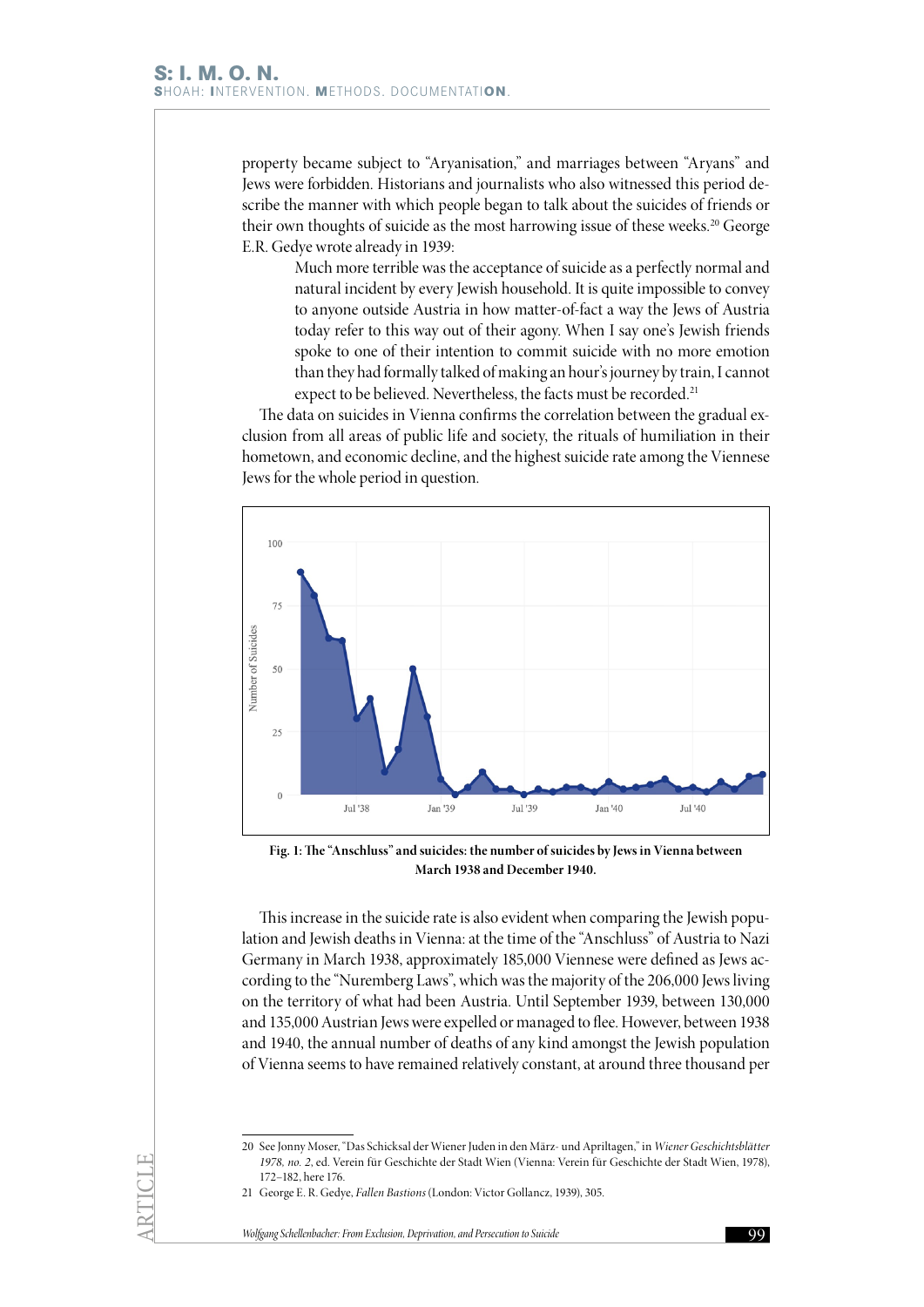property became subject to "Aryanisation," and marriages between "Aryans" and Jews were forbidden. Historians and journalists who also witnessed this period describe the manner with which people began to talk about the suicides of friends or their own thoughts of suicide as the most harrowing issue of these weeks.[20] George E.R. Gedye wrote already in 1939:

> Much more terrible was the acceptance of suicide as a perfectly normal and natural incident by every Jewish household. It is quite impossible to convey to anyone outside Austria in how matter-of-fact a way the Jews of Austria today refer to this way out of their agony. When I say one's Jewish friends spoke to one of their intention to commit suicide with no more emotion than they had formally talked of making an hour's journey by train, I cannot expect to be believed. Nevertheless, the facts must be recorded.[21]

The data on suicides in Vienna confirms the correlation between the gradual exclusion from all areas of public life and society, the rituals of humiliation in their hometown, and economic decline, and the highest suicide rate among the Viennese Jews for the whole period in question.

**Fig. 1: The "Anschluss" and suicides: the number of suicides by Jews in Vienna between March 1938 and December 1940.**

This increase in the suicide rate is also evident when comparing the Jewish population and Jewish deaths in Vienna: at the time of the "Anschluss" of Austria to Nazi Germany in March 1938, approximately 185,000 Viennese were defined as Jews according to the "Nuremberg Laws", which was the majority of the 206,000 Jews living on the territory of what had been Austria. Until September 1939, between 130,000 and 135,000 Austrian Jews were expelled or managed to flee. However, between 1938 and 1940, the annual number of deaths of any kind amongst the Jewish population of Vienna seems to have remained relatively constant, at around three thousand per

---

20 See Jonny Moser, "Das Schicksal der Wiener Juden in den März- und Apriltagen," in *Wiener Geschichtsblätter 1978, no. 2*, ed. Verein für Geschichte der Stadt Wien (Vienna: Verein für Geschichte der Stadt Wien, 1978), 172–182, here 176.

21 George E. R. Gedye, *Fallen Bastions* (London: Victor Gollancz, 1939), 305.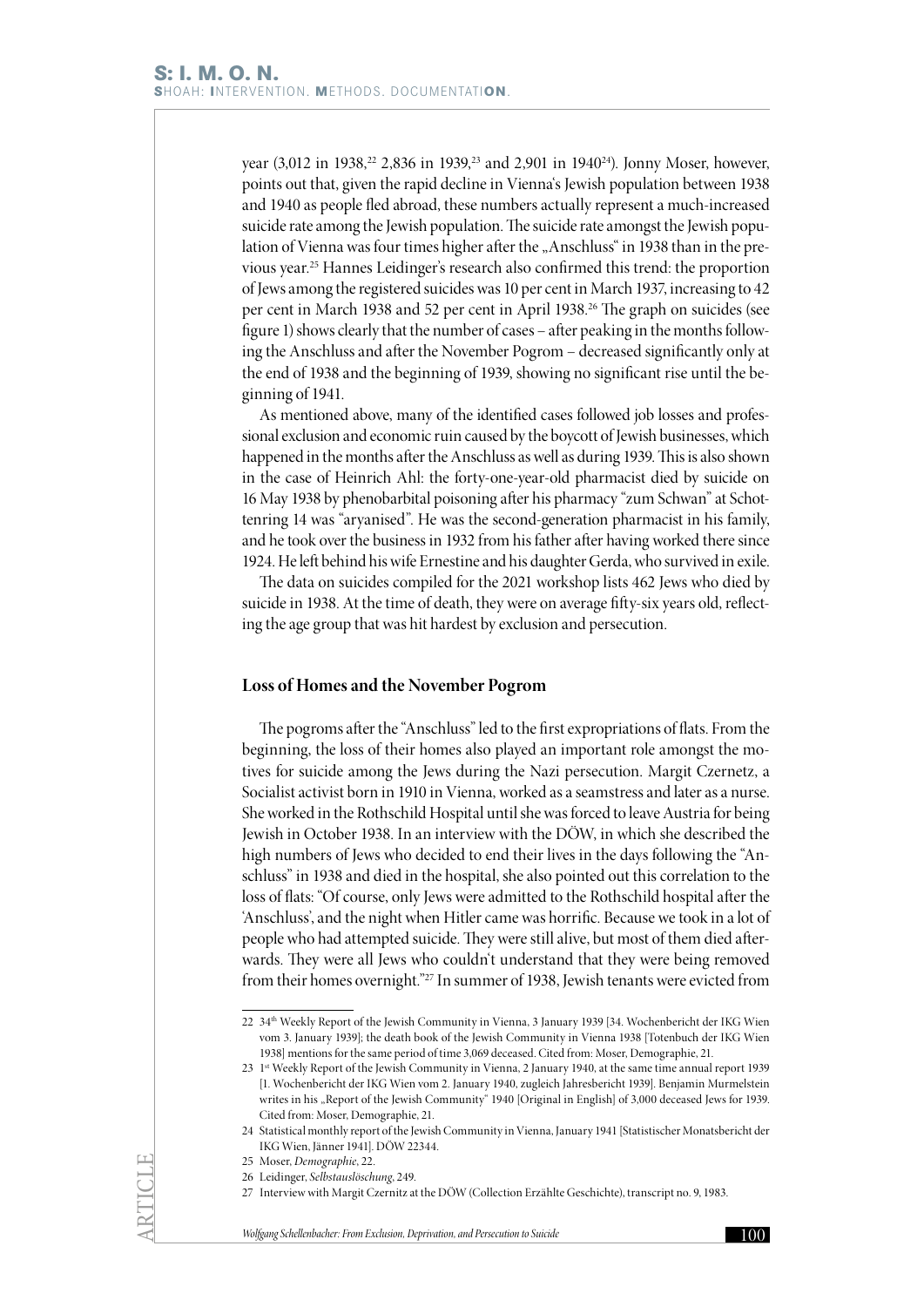year (3,012 in 1938,[22] 2,836 in 1939,[23] and 2,901 in 1940[24]). Jonny Moser, however, points out that, given the rapid decline in Vienna's Jewish population between 1938 and 1940 as people fled abroad, these numbers actually represent a much-increased suicide rate among the Jewish population. The suicide rate amongst the Jewish population of Vienna was four times higher after the „Anschluss" in 1938 than in the previous year.[25] Hannes Leidinger's research also confirmed this trend: the proportion of Jews among the registered suicides was 10 per cent in March 1937, increasing to 42 per cent in March 1938 and 52 per cent in April 1938.[26] The graph on suicides (see figure 1) shows clearly that the number of cases – after peaking in the months following the Anschluss and after the November Pogrom – decreased significantly only at the end of 1938 and the beginning of 1939, showing no significant rise until the beginning of 1941.

As mentioned above, many of the identified cases followed job losses and professional exclusion and economic ruin caused by the boycott of Jewish businesses, which happened in the months after the Anschluss as well as during 1939. This is also shown in the case of Heinrich Ahl: the forty-one-year-old pharmacist died by suicide on 16 May 1938 by phenobarbital poisoning after his pharmacy "zum Schwan" at Schottenring 14 was "aryanised". He was the second-generation pharmacist in his family, and he took over the business in 1932 from his father after having worked there since 1924. He left behind his wife Ernestine and his daughter Gerda, who survived in exile.

The data on suicides compiled for the 2021 workshop lists 462 Jews who died by suicide in 1938. At the time of death, they were on average fifty-six years old, reflecting the age group that was hit hardest by exclusion and persecution.

## Loss of Homes and the November Pogrom

The pogroms after the "Anschluss" led to the first expropriations of flats. From the beginning, the loss of their homes also played an important role amongst the motives for suicide among the Jews during the Nazi persecution. Margit Czernetz, a Socialist activist born in 1910 in Vienna, worked as a seamstress and later as a nurse. She worked in the Rothschild Hospital until she was forced to leave Austria for being Jewish in October 1938. In an interview with the DÖW, in which she described the high numbers of Jews who decided to end their lives in the days following the "Anschluss" in 1938 and died in the hospital, she also pointed out this correlation to the loss of flats: "Of course, only Jews were admitted to the Rothschild hospital after the 'Anschluss', and the night when Hitler came was horrific. Because we took in a lot of people who had attempted suicide. They were still alive, but most of them died afterwards. They were all Jews who couldn't understand that they were being removed from their homes overnight."[27] In summer of 1938, Jewish tenants were evicted from

---

22 34th Weekly Report of the Jewish Community in Vienna, 3 January 1939 [34. Wochenbericht der IKG Wien vom 3. January 1939]; the death book of the Jewish Community in Vienna 1938 [Totenbuch der IKG Wien 1938] mentions for the same period of time 3,069 deceased. Cited from: Moser, Demographie, 21.

23 1st Weekly Report of the Jewish Community in Vienna, 2 January 1940, at the same time annual report 1939 [1. Wochenbericht der IKG Wien vom 2. January 1940, zugleich Jahresbericht 1939]. Benjamin Murmelstein writes in his „Report of the Jewish Community" 1940 [Original in English] of 3,000 deceased Jews for 1939. Cited from: Moser, Demographie, 21.

24 Statistical monthly report of the Jewish Community in Vienna, January 1941 [Statistischer Monatsbericht der IKG Wien, Jänner 1941]. DÖW 22344.

25 Moser, *Demographie*, 22.

26 Leidinger, *Selbstauslöschung*, 249.

27 Interview with Margit Czernitz at the DÖW (Collection Erzählte Geschichte), transcript no. 9, 1983.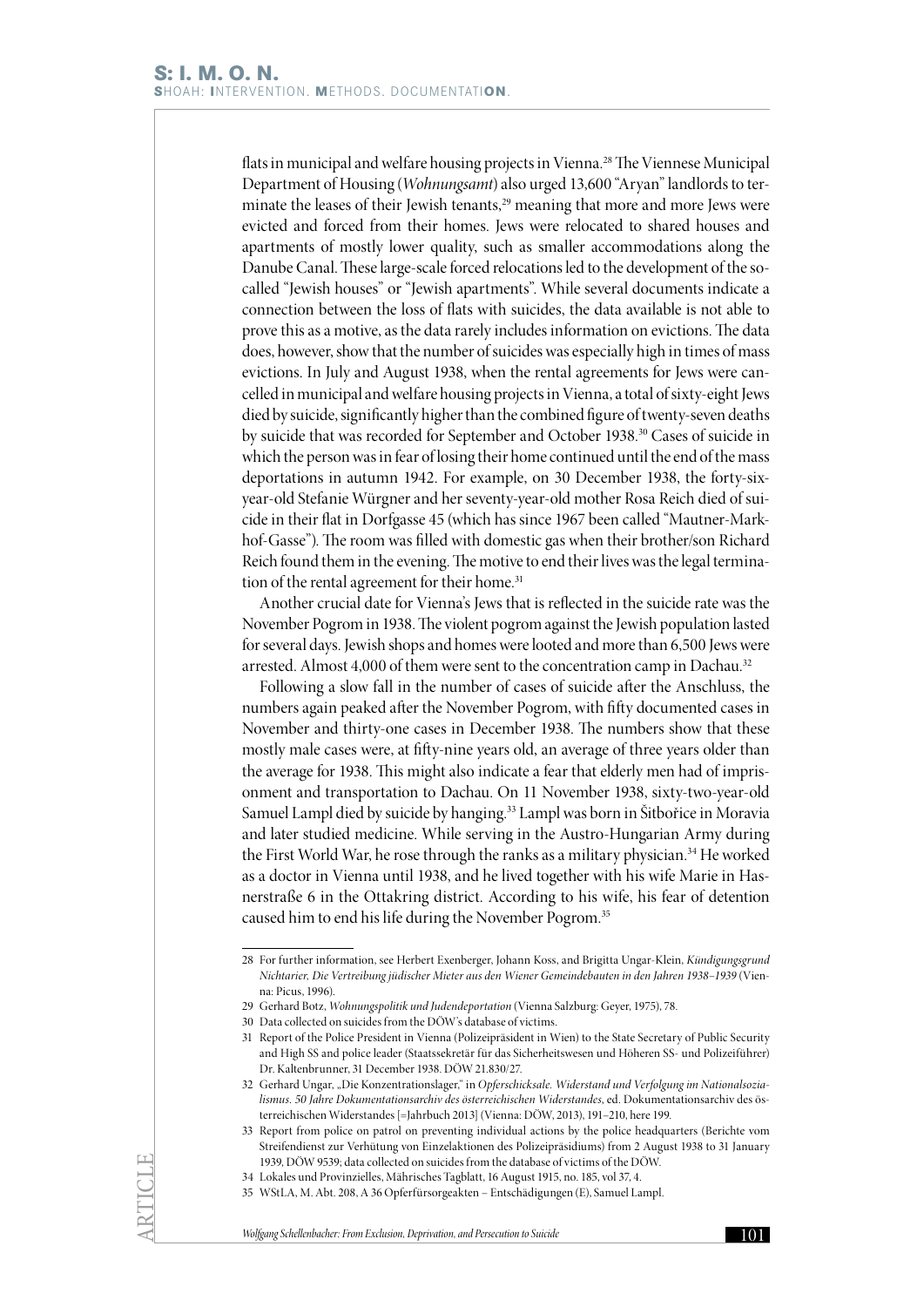flats in municipal and welfare housing projects in Vienna.[28] The Viennese Municipal Department of Housing (*Wohnungsamt*) also urged 13,600 "Aryan" landlords to terminate the leases of their Jewish tenants,[29] meaning that more and more Jews were evicted and forced from their homes. Jews were relocated to shared houses and apartments of mostly lower quality, such as smaller accommodations along the Danube Canal. These large-scale forced relocations led to the development of the so-called "Jewish houses" or "Jewish apartments". While several documents indicate a connection between the loss of flats with suicides, the data available is not able to prove this as a motive, as the data rarely includes information on evictions. The data does, however, show that the number of suicides was especially high in times of mass evictions. In July and August 1938, when the rental agreements for Jews were cancelled in municipal and welfare housing projects in Vienna, a total of sixty-eight Jews died by suicide, significantly higher than the combined figure of twenty-seven deaths by suicide that was recorded for September and October 1938.[30] Cases of suicide in which the person was in fear of losing their home continued until the end of the mass deportations in autumn 1942. For example, on 30 December 1938, the forty-six-year-old Stefanie Würgner and her seventy-year-old mother Rosa Reich died of suicide in their flat in Dorfgasse 45 (which has since 1967 been called "Mautner-Markhof-Gasse"). The room was filled with domestic gas when their brother/son Richard Reich found them in the evening. The motive to end their lives was the legal termination of the rental agreement for their home.[31]

Another crucial date for Vienna's Jews that is reflected in the suicide rate was the November Pogrom in 1938. The violent pogrom against the Jewish population lasted for several days. Jewish shops and homes were looted and more than 6,500 Jews were arrested. Almost 4,000 of them were sent to the concentration camp in Dachau.[32]

Following a slow fall in the number of cases of suicide after the Anschluss, the numbers again peaked after the November Pogrom, with fifty documented cases in November and thirty-one cases in December 1938. The numbers show that these mostly male cases were, at fifty-nine years old, an average of three years older than the average for 1938. This might also indicate a fear that elderly men had of imprisonment and transportation to Dachau. On 11 November 1938, sixty-two-year-old Samuel Lampl died by suicide by hanging.[33] Lampl was born in Šitbořice in Moravia and later studied medicine. While serving in the Austro-Hungarian Army during the First World War, he rose through the ranks as a military physician.[34] He worked as a doctor in Vienna until 1938, and he lived together with his wife Marie in Hasnerstraße 6 in the Ottakring district. According to his wife, his fear of detention caused him to end his life during the November Pogrom.[35]

---

28 For further information, see Herbert Exenberger, Johann Koss, and Brigitta Ungar-Klein, *Kündigungsgrund Nichtarier, Die Vertreibung jüdischer Mieter aus den Wiener Gemeindebauten in den Jahren 1938–1939* (Vienna: Picus, 1996).

29 Gerhard Botz, *Wohnungspolitik und Judendeportation* (Vienna Salzburg: Geyer, 1975), 78.

30 Data collected on suicides from the DÖW's database of victims.

31 Report of the Police President in Vienna (Polizeipräsident in Wien) to the State Secretary of Public Security and High SS and police leader (Staatssekretär für das Sicherheitswesen und Höheren SS- und Polizeiführer) Dr. Kaltenbrunner, 31 December 1938. DÖW 21.830/27.

32 Gerhard Ungar, „Die Konzentrationslager," in *Opferschicksale. Widerstand und Verfolgung im Nationalsozialismus. 50 Jahre Dokumentationsarchiv des österreichischen Widerstandes*, ed. Dokumentationsarchiv des österreichischen Widerstandes [=Jahrbuch 2013] (Vienna: DÖW, 2013), 191–210, here 199.

33 Report from police on patrol on preventing individual actions by the police headquarters (Berichte vom Streifendienst zur Verhütung von Einzelaktionen des Polizeipräsidiums) from 2 August 1938 to 31 January 1939, DÖW 9539; data collected on suicides from the database of victims of the DÖW.

34 Lokales und Provinzielles, Mährisches Tagblatt, 16 August 1915, no. 185, vol 37, 4.

35 WStLA, M. Abt. 208, A 36 Opferfürsorgeakten – Entschädigungen (E), Samuel Lampl.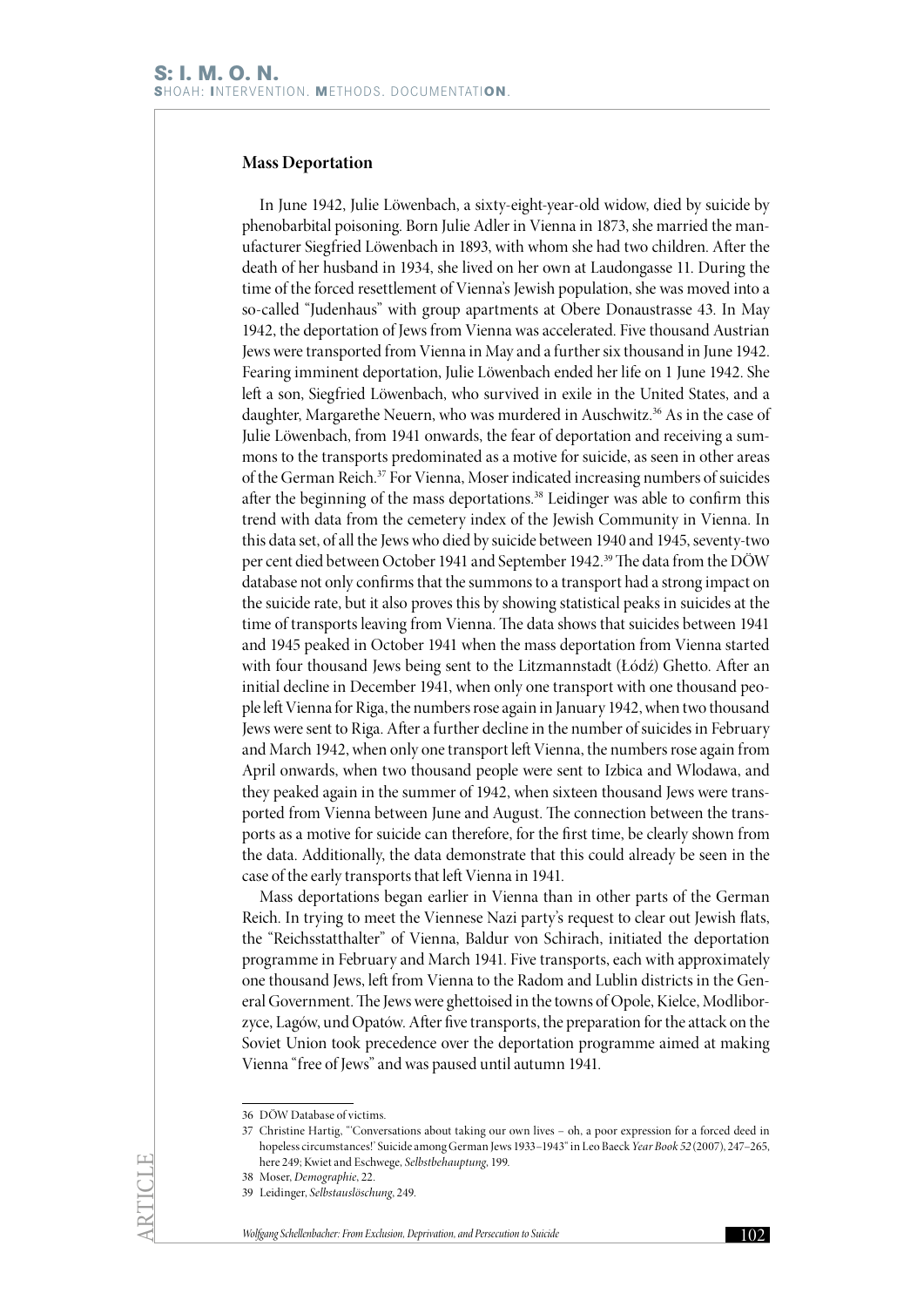## Mass Deportation

In June 1942, Julie Löwenbach, a sixty-eight-year-old widow, died by suicide by phenobarbital poisoning. Born Julie Adler in Vienna in 1873, she married the manufacturer Siegfried Löwenbach in 1893, with whom she had two children. After the death of her husband in 1934, she lived on her own at Laudongasse 11. During the time of the forced resettlement of Vienna's Jewish population, she was moved into a so-called "Judenhaus" with group apartments at Obere Donaustrasse 43. In May 1942, the deportation of Jews from Vienna was accelerated. Five thousand Austrian Jews were transported from Vienna in May and a further six thousand in June 1942. Fearing imminent deportation, Julie Löwenbach ended her life on 1 June 1942. She left a son, Siegfried Löwenbach, who survived in exile in the United States, and a daughter, Margarethe Neuern, who was murdered in Auschwitz.[36] As in the case of Julie Löwenbach, from 1941 onwards, the fear of deportation and receiving a summons to the transports predominated as a motive for suicide, as seen in other areas of the German Reich.[37] For Vienna, Moser indicated increasing numbers of suicides after the beginning of the mass deportations.[38] Leidinger was able to confirm this trend with data from the cemetery index of the Jewish Community in Vienna. In this data set, of all the Jews who died by suicide between 1940 and 1945, seventy-two per cent died between October 1941 and September 1942.[39] The data from the DÖW database not only confirms that the summons to a transport had a strong impact on the suicide rate, but it also proves this by showing statistical peaks in suicides at the time of transports leaving from Vienna. The data shows that suicides between 1941 and 1945 peaked in October 1941 when the mass deportation from Vienna started with four thousand Jews being sent to the Litzmannstadt (Łódź) Ghetto. After an initial decline in December 1941, when only one transport with one thousand people left Vienna for Riga, the numbers rose again in January 1942, when two thousand Jews were sent to Riga. After a further decline in the number of suicides in February and March 1942, when only one transport left Vienna, the numbers rose again from April onwards, when two thousand people were sent to Izbica and Wlodawa, and they peaked again in the summer of 1942, when sixteen thousand Jews were transported from Vienna between June and August. The connection between the transports as a motive for suicide can therefore, for the first time, be clearly shown from the data. Additionally, the data demonstrate that this could already be seen in the case of the early transports that left Vienna in 1941.

Mass deportations began earlier in Vienna than in other parts of the German Reich. In trying to meet the Viennese Nazi party's request to clear out Jewish flats, the "Reichsstatthalter" of Vienna, Baldur von Schirach, initiated the deportation programme in February and March 1941. Five transports, each with approximately one thousand Jews, left from Vienna to the Radom and Lublin districts in the General Government. The Jews were ghettoised in the towns of Opole, Kielce, Modliborzyce, Lagów, und Opatów. After five transports, the preparation for the attack on the Soviet Union took precedence over the deportation programme aimed at making Vienna "free of Jews" and was paused until autumn 1941.

---

36 DÖW Database of victims.

37 Christine Hartig, "'Conversations about taking our own lives – oh, a poor expression for a forced deed in hopeless circumstances!' Suicide among German Jews 1933–1943" in Leo Baeck *Year Book 52* (2007), 247–265, here 249; Kwiet and Eschwege, *Selbstbehauptung*, 199.

38 Moser, *Demographie*, 22.

39 Leidinger, *Selbstauslöschung*, 249.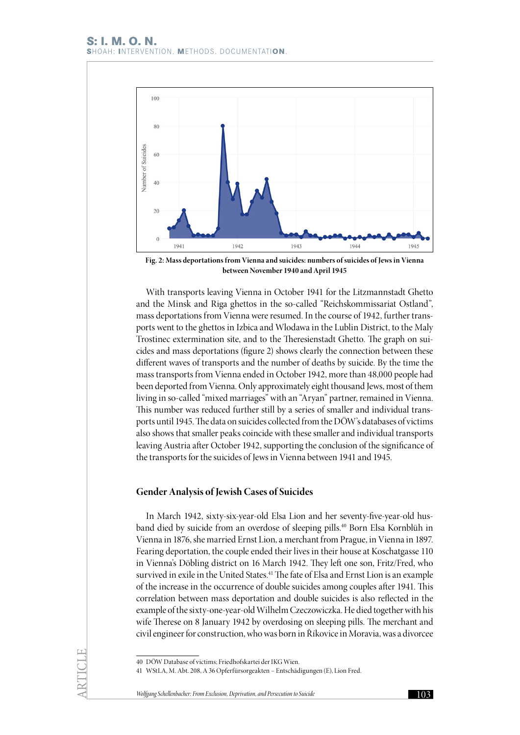Fig. 2: Mass deportations from Vienna and suicides: numbers of suicides of Jews in Vienna between November 1940 and April 1945

With transports leaving Vienna in October 1941 for the Litzmannstadt Ghetto and the Minsk and Riga ghettos in the so-called "Reichskommissariat Ostland", mass deportations from Vienna were resumed. In the course of 1942, further transports went to the ghettos in Izbica and Wlodawa in the Lublin District, to the Maly Trostinec extermination site, and to the Theresienstadt Ghetto. The graph on suicides and mass deportations (figure 2) shows clearly the connection between these different waves of transports and the number of deaths by suicide. By the time the mass transports from Vienna ended in October 1942, more than 48,000 people had been deported from Vienna. Only approximately eight thousand Jews, most of them living in so-called "mixed marriages" with an "Aryan" partner, remained in Vienna. This number was reduced further still by a series of smaller and individual transports until 1945. The data on suicides collected from the DÖW's databases of victims also shows that smaller peaks coincide with these smaller and individual transports leaving Austria after October 1942, supporting the conclusion of the significance of the transports for the suicides of Jews in Vienna between 1941 and 1945.

## Gender Analysis of Jewish Cases of Suicides

In March 1942, sixty-six-year-old Elsa Lion and her seventy-five-year-old husband died by suicide from an overdose of sleeping pills.[40] Born Elsa Kornblüh in Vienna in 1876, she married Ernst Lion, a merchant from Prague, in Vienna in 1897. Fearing deportation, the couple ended their lives in their house at Koschatgasse 110 in Vienna's Döbling district on 16 March 1942. They left one son, Fritz/Fred, who survived in exile in the United States.[41] The fate of Elsa and Ernst Lion is an example of the increase in the occurrence of double suicides among couples after 1941. This correlation between mass deportation and double suicides is also reflected in the example of the sixty-one-year-old Wilhelm Czeczowiczka. He died together with his wife Therese on 8 January 1942 by overdosing on sleeping pills. The merchant and civil engineer for construction, who was born in Říkovice in Moravia, was a divorcee

40 DÖW Database of victims; Friedhofskartei der IKG Wien.

41 WStLA, M. Abt. 208, A 36 Opferfürsorgeakten – Entschädigungen (E), Lion Fred.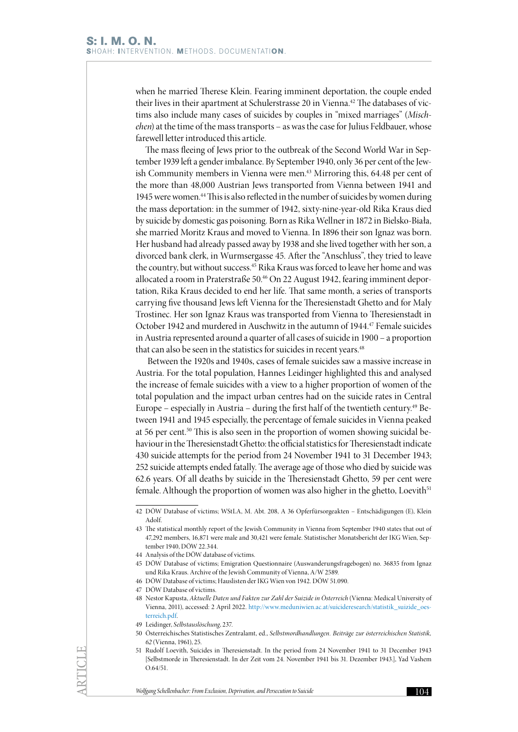when he married Therese Klein. Fearing imminent deportation, the couple ended their lives in their apartment at Schulerstrasse 20 in Vienna.[42] The databases of victims also include many cases of suicides by couples in "mixed marriages" (*Mischehen*) at the time of the mass transports – as was the case for Julius Feldbauer, whose farewell letter introduced this article.

The mass fleeing of Jews prior to the outbreak of the Second World War in September 1939 left a gender imbalance. By September 1940, only 36 per cent of the Jewish Community members in Vienna were men.[43] Mirroring this, 64.48 per cent of the more than 48,000 Austrian Jews transported from Vienna between 1941 and 1945 were women.[44] This is also reflected in the number of suicides by women during the mass deportation: in the summer of 1942, sixty-nine-year-old Rika Kraus died by suicide by domestic gas poisoning. Born as Rika Wellner in 1872 in Bielsko-Biała, she married Moritz Kraus and moved to Vienna. In 1896 their son Ignaz was born. Her husband had already passed away by 1938 and she lived together with her son, a divorced bank clerk, in Wurmsergasse 45. After the "Anschluss", they tried to leave the country, but without success.[45] Rika Kraus was forced to leave her home and was allocated a room in Praterstraße 50.[46] On 22 August 1942, fearing imminent deportation, Rika Kraus decided to end her life. That same month, a series of transports carrying five thousand Jews left Vienna for the Theresienstadt Ghetto and for Maly Trostinec. Her son Ignaz Kraus was transported from Vienna to Theresienstadt in October 1942 and murdered in Auschwitz in the autumn of 1944.[47] Female suicides in Austria represented around a quarter of all cases of suicide in 1900 – a proportion that can also be seen in the statistics for suicides in recent years.[48]

Between the 1920s and 1940s, cases of female suicides saw a massive increase in Austria. For the total population, Hannes Leidinger highlighted this and analysed the increase of female suicides with a view to a higher proportion of women of the total population and the impact urban centres had on the suicide rates in Central Europe – especially in Austria – during the first half of the twentieth century.[49] Between 1941 and 1945 especially, the percentage of female suicides in Vienna peaked at 56 per cent.[50] This is also seen in the proportion of women showing suicidal behaviour in the Theresienstadt Ghetto: the official statistics for Theresienstadt indicate 430 suicide attempts for the period from 24 November 1941 to 31 December 1943; 252 suicide attempts ended fatally. The average age of those who died by suicide was 62.6 years. Of all deaths by suicide in the Theresienstadt Ghetto, 59 per cent were female. Although the proportion of women was also higher in the ghetto, Loevith[51]

---

42 DÖW Database of victims; WStLA, M. Abt. 208, A 36 Opferfürsorgeakten – Entschädigungen (E), Klein Adolf.

43 The statistical monthly report of the Jewish Community in Vienna from September 1940 states that out of 47,292 members, 16,871 were male and 30,421 were female. Statistischer Monatsbericht der IKG Wien, September 1940, DÖW 22.344.

44 Analysis of the DÖW database of victims.

45 DÖW Database of victims; Emigration Questionnaire (Auswanderungsfragebogen) no. 36835 from Ignaz und Rika Kraus. Archive of the Jewish Community of Vienna, A/W 2589.

46 DÖW Database of victims; Hauslisten der IKG Wien von 1942. DÖW 51.090.

47 DÖW Database of victims.

48 Nestor Kapusta, *Aktuelle Daten und Fakten zur Zahl der Suizide in Österreich* (Vienna: Medical University of Vienna, 2011), accessed: 2 April 2022. http://www.meduniwien.ac.at/suicideresearch/statistik_suizide_oesterreich.pdf.

49 Leidinger, *Selbstauslöschung*, 237.

50 Österreichisches Statistisches Zentralamt, ed., *Selbstmordhandlungen. Beiträge zur österreichischen Statistik, 62* (Vienna, 1961), 25.

51 Rudolf Loevith, Suicides in Theresienstadt. In the period from 24 November 1941 to 31 December 1943 [Selbstmorde in Theresienstadt. In der Zeit vom 24. November 1941 bis 31. Dezember 1943.], Yad Vashem O.64/51.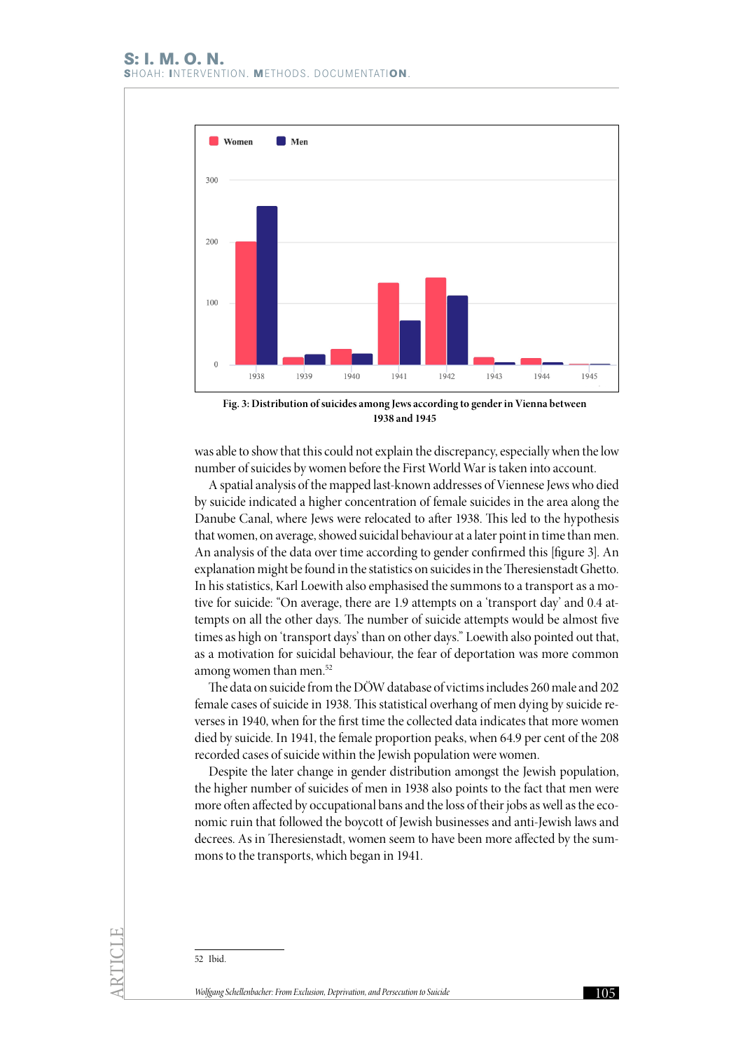Fig. 3: Distribution of suicides among Jews according to gender in Vienna between 1938 and 1945

was able to show that this could not explain the discrepancy, especially when the low number of suicides by women before the First World War is taken into account.

A spatial analysis of the mapped last-known addresses of Viennese Jews who died by suicide indicated a higher concentration of female suicides in the area along the Danube Canal, where Jews were relocated to after 1938. This led to the hypothesis that women, on average, showed suicidal behaviour at a later point in time than men. An analysis of the data over time according to gender confirmed this [figure 3]. An explanation might be found in the statistics on suicides in the Theresienstadt Ghetto. In his statistics, Karl Loewith also emphasised the summons to a transport as a motive for suicide: "On average, there are 1.9 attempts on a 'transport day' and 0.4 attempts on all the other days. The number of suicide attempts would be almost five times as high on 'transport days' than on other days." Loewith also pointed out that, as a motivation for suicidal behaviour, the fear of deportation was more common among women than men.[52]

The data on suicide from the DÖW database of victims includes 260 male and 202 female cases of suicide in 1938. This statistical overhang of men dying by suicide reverses in 1940, when for the first time the collected data indicates that more women died by suicide. In 1941, the female proportion peaks, when 64.9 per cent of the 208 recorded cases of suicide within the Jewish population were women.

Despite the later change in gender distribution amongst the Jewish population, the higher number of suicides of men in 1938 also points to the fact that men were more often affected by occupational bans and the loss of their jobs as well as the economic ruin that followed the boycott of Jewish businesses and anti-Jewish laws and decrees. As in Theresienstadt, women seem to have been more affected by the summons to the transports, which began in 1941.

52 Ibid.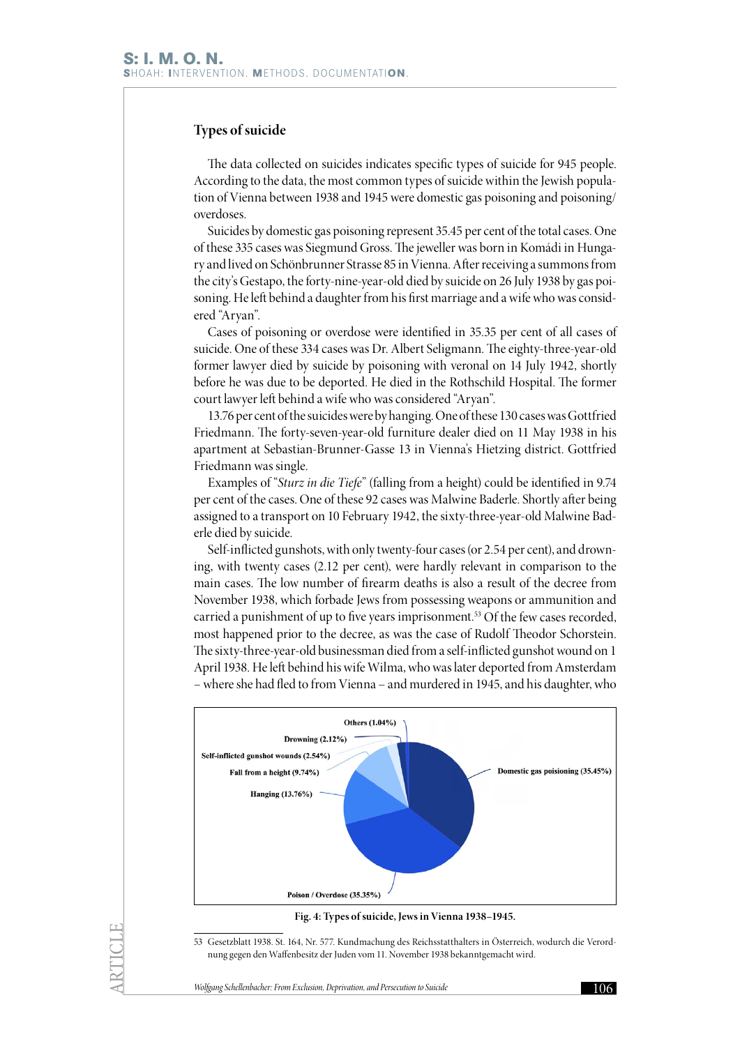## Types of suicide

The data collected on suicides indicates specific types of suicide for 945 people. According to the data, the most common types of suicide within the Jewish population of Vienna between 1938 and 1945 were domestic gas poisoning and poisoning/overdoses.

Suicides by domestic gas poisoning represent 35.45 per cent of the total cases. One of these 335 cases was Siegmund Gross. The jeweller was born in Komádi in Hungary and lived on Schönbrunner Strasse 85 in Vienna. After receiving a summons from the city's Gestapo, the forty-nine-year-old died by suicide on 26 July 1938 by gas poisoning. He left behind a daughter from his first marriage and a wife who was considered "Aryan".

Cases of poisoning or overdose were identified in 35.35 per cent of all cases of suicide. One of these 334 cases was Dr. Albert Seligmann. The eighty-three-year-old former lawyer died by suicide by poisoning with veronal on 14 July 1942, shortly before he was due to be deported. He died in the Rothschild Hospital. The former court lawyer left behind a wife who was considered "Aryan".

13.76 per cent of the suicides were by hanging. One of these 130 cases was Gottfried Friedmann. The forty-seven-year-old furniture dealer died on 11 May 1938 in his apartment at Sebastian-Brunner-Gasse 13 in Vienna's Hietzing district. Gottfried Friedmann was single.

Examples of "*Sturz in die Tiefe*" (falling from a height) could be identified in 9.74 per cent of the cases. One of these 92 cases was Malwine Baderle. Shortly after being assigned to a transport on 10 February 1942, the sixty-three-year-old Malwine Baderle died by suicide.

Self-inflicted gunshots, with only twenty-four cases (or 2.54 per cent), and drowning, with twenty cases (2.12 per cent), were hardly relevant in comparison to the main cases. The low number of firearm deaths is also a result of the decree from November 1938, which forbade Jews from possessing weapons or ammunition and carried a punishment of up to five years imprisonment.[53] Of the few cases recorded, most happened prior to the decree, as was the case of Rudolf Theodor Schorstein. The sixty-three-year-old businessman died from a self-inflicted gunshot wound on 1 April 1938. He left behind his wife Wilma, who was later deported from Amsterdam – where she had fled to from Vienna – and murdered in 1945, and his daughter, who

Others (1.04%)
Drowning (2.12%)
Self-inflicted gunshot wounds (2.54%)
Fall from a height (9.74%)
Hanging (13.76%)
Domestic gas poisoning (35.45%)
Poison / Overdose (35.35%)

**Fig. 4: Types of suicide, Jews in Vienna 1938–1945.**

53 Gesetzblatt 1938. St. 164, Nr. 577. Kundmachung des Reichsstatthalters in Österreich, wodurch die Verordnung gegen den Waffenbesitz der Juden vom 11. November 1938 bekanntgemacht wird.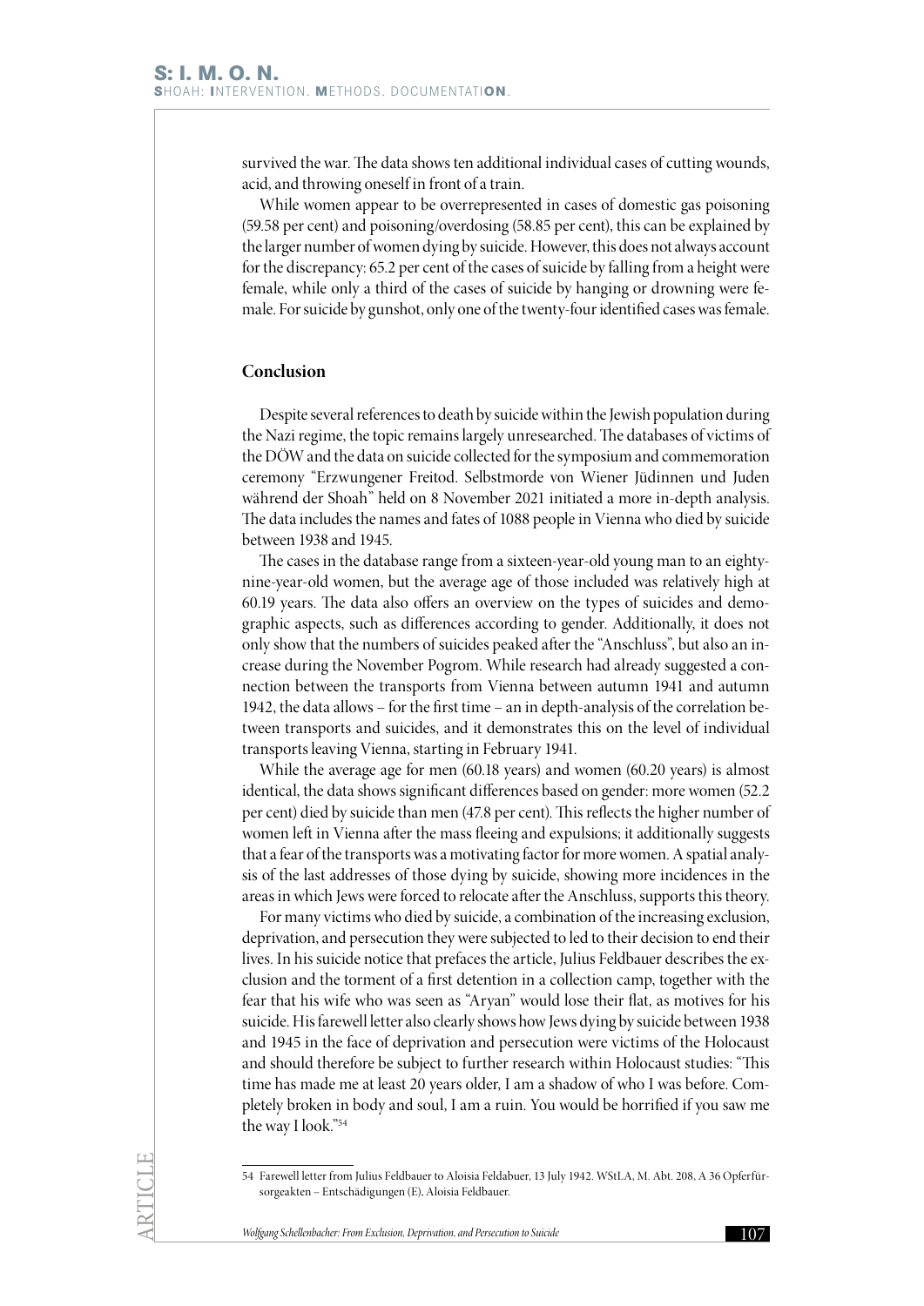survived the war. The data shows ten additional individual cases of cutting wounds, acid, and throwing oneself in front of a train.

While women appear to be overrepresented in cases of domestic gas poisoning (59.58 per cent) and poisoning/overdosing (58.85 per cent), this can be explained by the larger number of women dying by suicide. However, this does not always account for the discrepancy: 65.2 per cent of the cases of suicide by falling from a height were female, while only a third of the cases of suicide by hanging or drowning were female. For suicide by gunshot, only one of the twenty-four identified cases was female.

## Conclusion

Despite several references to death by suicide within the Jewish population during the Nazi regime, the topic remains largely unresearched. The databases of victims of the DÖW and the data on suicide collected for the symposium and commemoration ceremony "Erzwungener Freitod. Selbstmorde von Wiener Jüdinnen und Juden während der Shoah" held on 8 November 2021 initiated a more in-depth analysis. The data includes the names and fates of 1088 people in Vienna who died by suicide between 1938 and 1945.

The cases in the database range from a sixteen-year-old young man to an eighty-nine-year-old women, but the average age of those included was relatively high at 60.19 years. The data also offers an overview on the types of suicides and demographic aspects, such as differences according to gender. Additionally, it does not only show that the numbers of suicides peaked after the "Anschluss", but also an increase during the November Pogrom. While research had already suggested a connection between the transports from Vienna between autumn 1941 and autumn 1942, the data allows – for the first time – an in depth-analysis of the correlation between transports and suicides, and it demonstrates this on the level of individual transports leaving Vienna, starting in February 1941.

While the average age for men (60.18 years) and women (60.20 years) is almost identical, the data shows significant differences based on gender: more women (52.2 per cent) died by suicide than men (47.8 per cent). This reflects the higher number of women left in Vienna after the mass fleeing and expulsions; it additionally suggests that a fear of the transports was a motivating factor for more women. A spatial analysis of the last addresses of those dying by suicide, showing more incidences in the areas in which Jews were forced to relocate after the Anschluss, supports this theory.

For many victims who died by suicide, a combination of the increasing exclusion, deprivation, and persecution they were subjected to led to their decision to end their lives. In his suicide notice that prefaces the article, Julius Feldbauer describes the exclusion and the torment of a first detention in a collection camp, together with the fear that his wife who was seen as "Aryan" would lose their flat, as motives for his suicide. His farewell letter also clearly shows how Jews dying by suicide between 1938 and 1945 in the face of deprivation and persecution were victims of the Holocaust and should therefore be subject to further research within Holocaust studies: "This time has made me at least 20 years older, I am a shadow of who I was before. Completely broken in body and soul, I am a ruin. You would be horrified if you saw me the way I look."[54]

---

54 Farewell letter from Julius Feldbauer to Aloisia Feldabuer, 13 July 1942. WStLA, M. Abt. 208, A 36 Opferfürsorgeakten – Entschädigungen (E), Aloisia Feldbauer.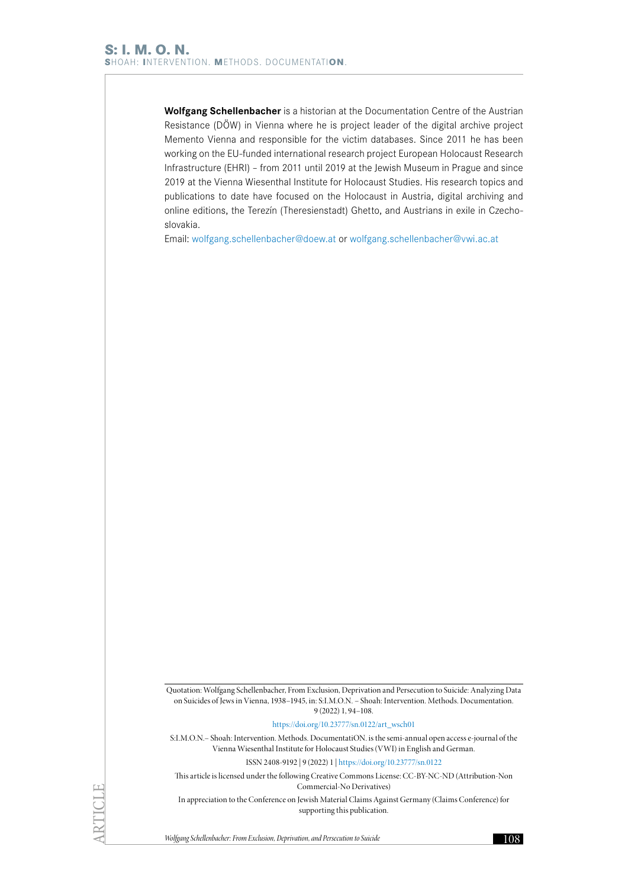**Wolfgang Schellenbacher** is a historian at the Documentation Centre of the Austrian Resistance (DÖW) in Vienna where he is project leader of the digital archive project Memento Vienna and responsible for the victim databases. Since 2011 he has been working on the EU-funded international research project European Holocaust Research Infrastructure (EHRI) – from 2011 until 2019 at the Jewish Museum in Prague and since 2019 at the Vienna Wiesenthal Institute for Holocaust Studies. His research topics and publications to date have focused on the Holocaust in Austria, digital archiving and online editions, the Terezín (Theresienstadt) Ghetto, and Austrians in exile in Czechoslovakia.

Email: wolfgang.schellenbacher@doew.at or wolfgang.schellenbacher@vwi.ac.at

---

Quotation: Wolfgang Schellenbacher, From Exclusion, Deprivation and Persecution to Suicide: Analyzing Data on Suicides of Jews in Vienna, 1938–1945, in: S:I.M.O.N. – Shoah: Intervention. Methods. Documentation. 9 (2022) 1, 94–108.

https://doi.org/10.23777/sn.0122/art_wsch01

S:I.M.O.N.– Shoah: Intervention. Methods. DocumentatiON. is the semi-annual open access e-journal of the Vienna Wiesenthal Institute for Holocaust Studies (VWI) in English and German.

ISSN 2408-9192 | 9 (2022) 1 | https://doi.org/10.23777/sn.0122

This article is licensed under the following Creative Commons License: CC-BY-NC-ND (Attribution-Non Commercial-No Derivatives)

In appreciation to the Conference on Jewish Material Claims Against Germany (Claims Conference) for supporting this publication.